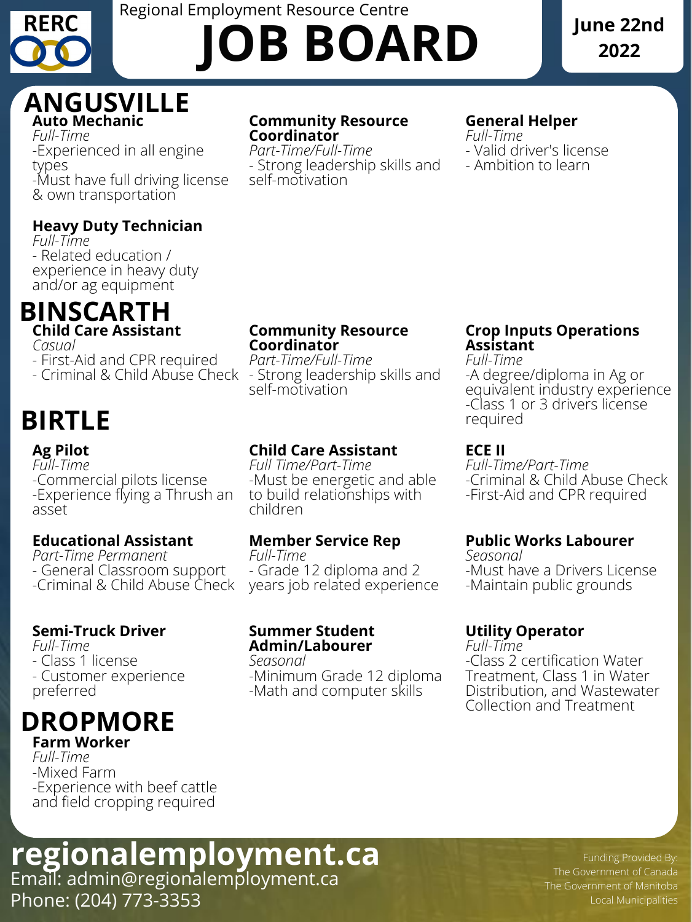RERC

Regional Employment Resource Centre

# JOB BOARD

**June 22nd 2022**

## ANGUSVILLE

### Auto Mechanic
*Full-Time*
-Experienced in all engine types
-Must have full driving license & own transportation

### Community Resource Coordinator
*Part-Time/Full-Time*
- Strong leadership skills and self-motivation

### General Helper
*Full-Time*
- Valid driver's license
- Ambition to learn

### Heavy Duty Technician
*Full-Time*
- Related education / experience in heavy duty and/or ag equipment

## BINSCARTH

### Child Care Assistant
*Casual*
- First-Aid and CPR required
- Criminal & Child Abuse Check

### Community Resource Coordinator
*Part-Time/Full-Time*
- Strong leadership skills and self-motivation

### Crop Inputs Operations Assistant
*Full-Time*
-A degree/diploma in Ag or equivalent industry experience
-Class 1 or 3 drivers license required

## BIRTLE

### Ag Pilot
*Full-Time*
-Commercial pilots license
-Experience flying a Thrush an asset

### Child Care Assistant
*Full Time/Part-Time*
-Must be energetic and able to build relationships with children

### ECE II
*Full-Time/Part-Time*
-Criminal & Child Abuse Check
-First-Aid and CPR required

### Educational Assistant
*Part-Time Permanent*
- General Classroom support
-Criminal & Child Abuse Check

### Member Service Rep
*Full-Time*
- Grade 12 diploma and 2 years job related experience

### Public Works Labourer
*Seasonal*
-Must have a Drivers License
-Maintain public grounds

### Semi-Truck Driver
*Full-Time*
- Class 1 license
- Customer experience preferred

### Summer Student Admin/Labourer
*Seasonal*
-Minimum Grade 12 diploma
-Math and computer skills

### Utility Operator
*Full-Time*
-Class 2 certification Water Treatment, Class 1 in Water Distribution, and Wastewater Collection and Treatment

## DROPMORE

### Farm Worker
*Full-Time*
-Mixed Farm
-Experience with beef cattle and field cropping required

**regionalemployment.ca**
Email: admin@regionalemployment.ca
Phone: (204) 773-3353

Funding Provided By:
The Government of Canada
The Government of Manitoba
Local Municipalities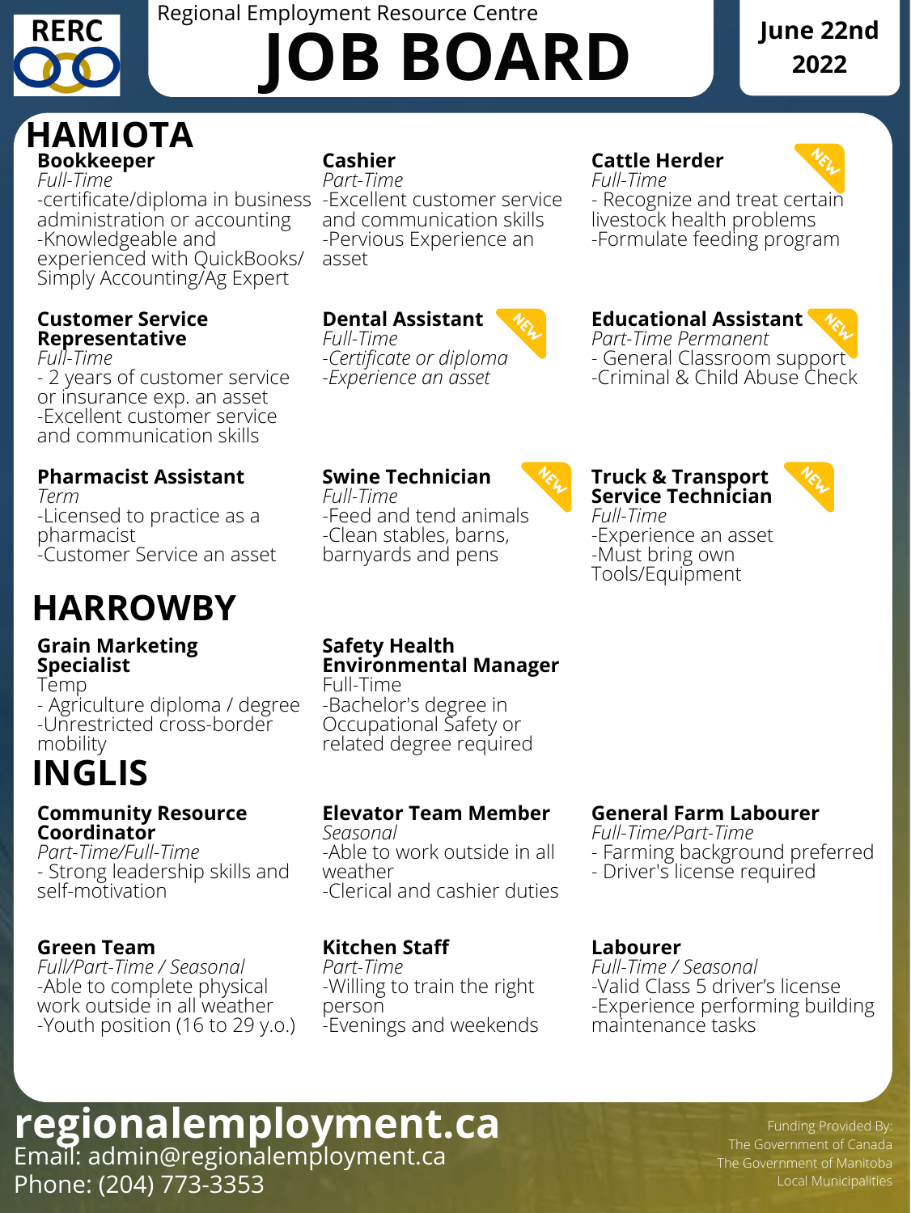RERC

Regional Employment Resource Centre

# JOB BOARD

June 22nd 2022

## HAMIOTA

### Bookkeeper
*Full-Time*
- -certificate/diploma in business administration or accounting
- -Knowledgeable and experienced with QuickBooks/ Simply Accounting/Ag Expert

### Cashier
*Part-Time*
- -Excellent customer service and communication skills
- -Pervious Experience an asset

### Cattle Herder
NEW

*Full-Time*
- - Recognize and treat certain livestock health problems
- -Formulate feeding program

### Customer Service Representative
*Full-Time*
- - 2 years of customer service or insurance exp. an asset
- -Excellent customer service and communication skills

### Dental Assistant
NEW

*Full-Time*
- *-Certificate or diploma*
- *-Experience an asset*

### Educational Assistant
NEW

*Part-Time Permanent*
- - General Classroom support
- -Criminal & Child Abuse Check

### Pharmacist Assistant
*Term*
- -Licensed to practice as a pharmacist
- -Customer Service an asset

### Swine Technician
NEW

*Full-Time*
- -Feed and tend animals
- -Clean stables, barns, barnyards and pens

### Truck & Transport Service Technician
NEW

*Full-Time*
- -Experience an asset
- -Must bring own Tools/Equipment

## HARROWBY

### Grain Marketing Specialist
Temp
- - Agriculture diploma / degree
- -Unrestricted cross-border mobility

### Safety Health Environmental Manager
Full-Time
- -Bachelor's degree in Occupational Safety or related degree required

## INGLIS

### Community Resource Coordinator
*Part-Time/Full-Time*
- - Strong leadership skills and self-motivation

### Elevator Team Member
*Seasonal*
- -Able to work outside in all weather
- -Clerical and cashier duties

### General Farm Labourer
*Full-Time/Part-Time*
- - Farming background preferred
- - Driver's license required

### Green Team
*Full/Part-Time / Seasonal*
- -Able to complete physical work outside in all weather
- -Youth position (16 to 29 y.o.)

### Kitchen Staff
*Part-Time*
- -Willing to train the right person
- -Evenings and weekends

### Labourer
*Full-Time / Seasonal*
- -Valid Class 5 driver's license
- -Experience performing building maintenance tasks

**regionalemployment.ca**

Email: admin@regionalemployment.ca

Phone: (204) 773-3353

Funding Provided By:
The Government of Canada
The Government of Manitoba
Local Municipalities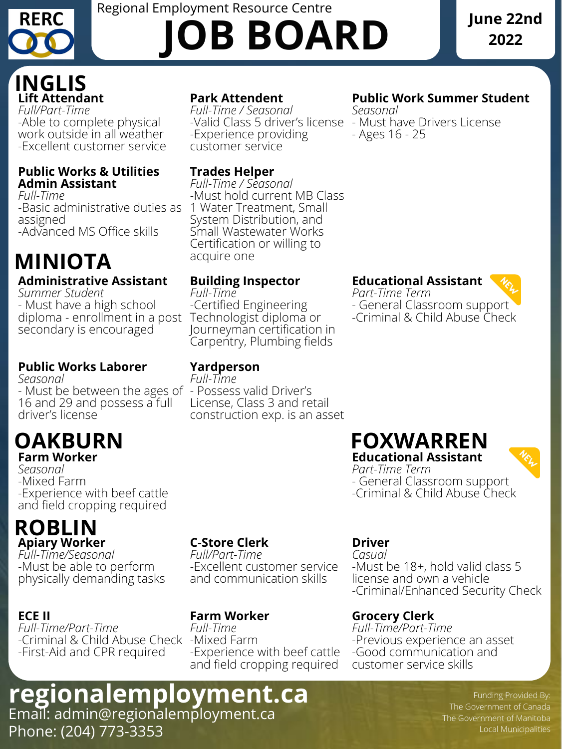RERC

Regional Employment Resource Centre

# JOB BOARD

June 22nd 2022

## INGLIS

### Lift Attendant
*Full/Part-Time*
-Able to complete physical work outside in all weather
-Excellent customer service

### Park Attendant
*Full-Time / Seasonal*
-Valid Class 5 driver's license
-Experience providing customer service

### Public Work Summer Student
*Seasonal*
- Must have Drivers License
- Ages 16 - 25

### Public Works & Utilities Admin Assistant
*Full-Time*
-Basic administrative duties as assigned
-Advanced MS Office skills

### Trades Helper
*Full-Time / Seasonal*
-Must hold current MB Class 1 Water Treatment, Small System Distribution, and Small Wastewater Works Certification or willing to acquire one

## MINIOTA

### Administrative Assistant
*Summer Student*
- Must have a high school diploma - enrollment in a post secondary is encouraged

### Building Inspector
*Full-Time*
-Certified Engineering Technologist diploma or Journeyman certification in Carpentry, Plumbing fields

### Educational Assistant (NEW)
*Part-Time Term*
- General Classroom support
-Criminal & Child Abuse Check

### Public Works Laborer
*Seasonal*
- Must be between the ages of 16 and 29 and possess a full driver's license

### Yardperson
*Full-Time*
- Possess valid Driver's License, Class 3 and retail construction exp. is an asset

## OAKBURN

### Farm Worker
*Seasonal*
-Mixed Farm
-Experience with beef cattle and field cropping required

## FOXWARREN

### Educational Assistant (NEW)
*Part-Time Term*
- General Classroom support
-Criminal & Child Abuse Check

## ROBLIN

### Apiary Worker
*Full-Time/Seasonal*
-Must be able to perform physically demanding tasks

### C-Store Clerk
*Full/Part-Time*
-Excellent customer service and communication skills

### Driver
*Casual*
-Must be 18+, hold valid class 5 license and own a vehicle
-Criminal/Enhanced Security Check

### ECE II
*Full-Time/Part-Time*
-Criminal & Child Abuse Check
-First-Aid and CPR required

### Farm Worker
*Full-Time*
-Mixed Farm
-Experience with beef cattle and field cropping required

### Grocery Clerk
*Full-Time/Part-Time*
-Previous experience an asset
-Good communication and customer service skills

**regionalemployment.ca**
Email: admin@regionalemployment.ca
Phone: (204) 773-3353

Funding Provided By:
The Government of Canada
The Government of Manitoba
Local Municipalities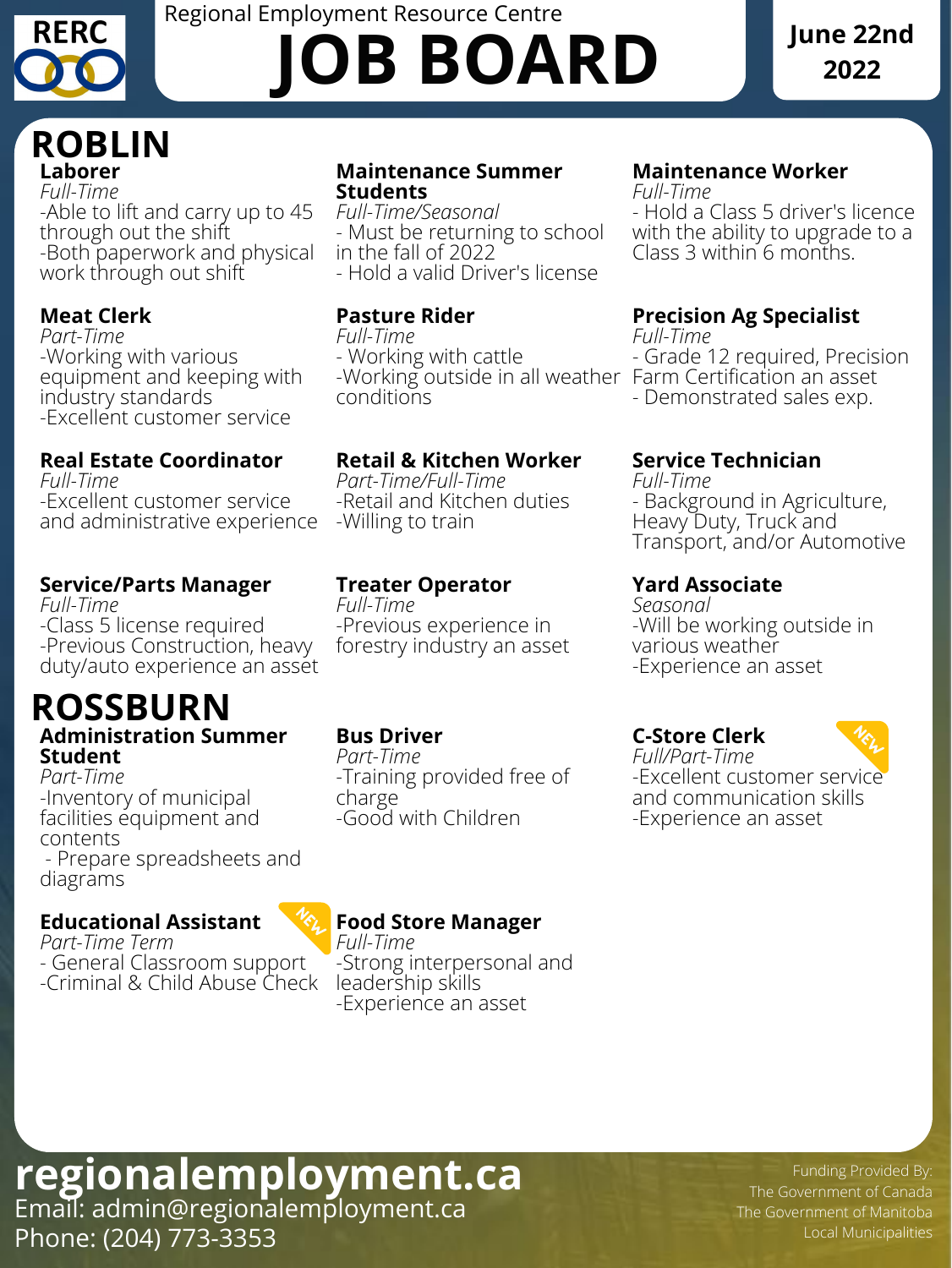RERC

Regional Employment Resource Centre

# JOB BOARD

**June 22nd 2022**

## ROBLIN

### Laborer
*Full-Time*
- -Able to lift and carry up to 45 through out the shift
- -Both paperwork and physical work through out shift

### Maintenance Summer Students
*Full-Time/Seasonal*
- Must be returning to school in the fall of 2022
- Hold a valid Driver's license

### Maintenance Worker
*Full-Time*
- Hold a Class 5 driver's licence with the ability to upgrade to a Class 3 within 6 months.

### Meat Clerk
*Part-Time*
- -Working with various equipment and keeping with industry standards
- -Excellent customer service

### Pasture Rider
*Full-Time*
- Working with cattle
- -Working outside in all weather conditions

### Precision Ag Specialist
*Full-Time*
- Grade 12 required, Precision Farm Certification an asset
- Demonstrated sales exp.

### Real Estate Coordinator
*Full-Time*
- -Excellent customer service and administrative experience

### Retail & Kitchen Worker
*Part-Time/Full-Time*
- -Retail and Kitchen duties
- -Willing to train

### Service Technician
*Full-Time*
- Background in Agriculture, Heavy Duty, Truck and Transport, and/or Automotive

### Service/Parts Manager
*Full-Time*
- -Class 5 license required
- -Previous Construction, heavy duty/auto experience an asset

### Treater Operator
*Full-Time*
- -Previous experience in forestry industry an asset

### Yard Associate
*Seasonal*
- -Will be working outside in various weather
- -Experience an asset

## ROSSBURN

### Administration Summer Student
*Part-Time*
- -Inventory of municipal facilities equipment and contents
- Prepare spreadsheets and diagrams

### Bus Driver
*Part-Time*
- -Training provided free of charge
- -Good with Children

### C-Store Clerk (NEW)
*Full/Part-Time*
- -Excellent customer service and communication skills
- -Experience an asset

### Educational Assistant (NEW)
*Part-Time Term*
- General Classroom support
- -Criminal & Child Abuse Check

### Food Store Manager
*Full-Time*
- -Strong interpersonal and leadership skills
- -Experience an asset

**regionalemployment.ca**
Email: admin@regionalemployment.ca
Phone: (204) 773-3353

Funding Provided By:
The Government of Canada
The Government of Manitoba
Local Municipalities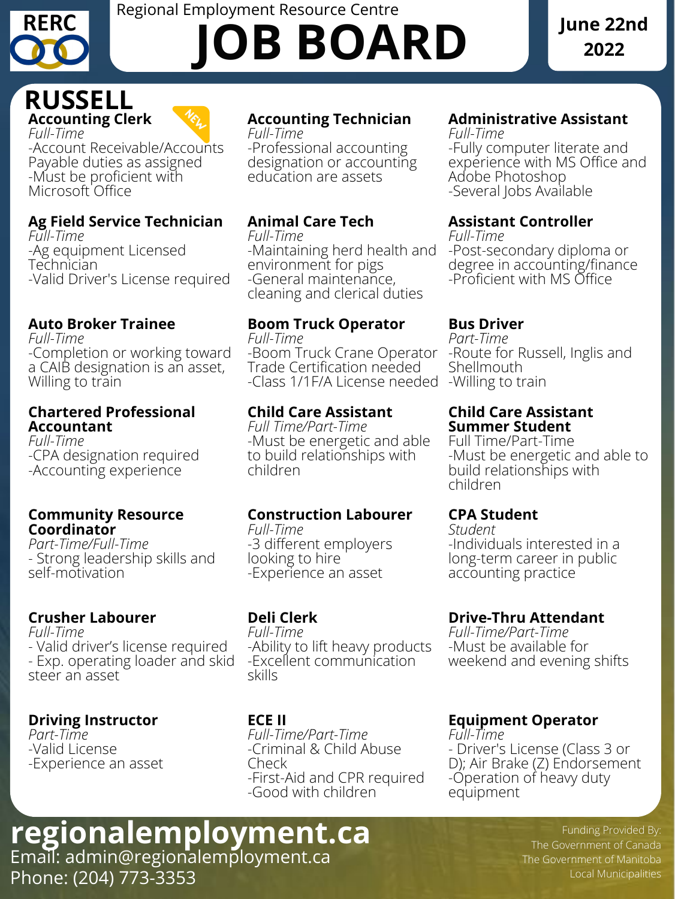RERC

Regional Employment Resource Centre

# JOB BOARD

June 22nd 2022

## RUSSELL

### Accounting Clerk

NEW

*Full-Time*

-Account Receivable/Accounts Payable duties as assigned

-Must be proficient with Microsoft Office

### Accounting Technician

*Full-Time*

-Professional accounting designation or accounting education are assets

### Administrative Assistant

*Full-Time*

-Fully computer literate and experience with MS Office and Adobe Photoshop

-Several Jobs Available

### Ag Field Service Technician

*Full-Time*

-Ag equipment Licensed Technician

-Valid Driver's License required

### Animal Care Tech

*Full-Time*

-Maintaining herd health and environment for pigs

-General maintenance, cleaning and clerical duties

### Assistant Controller

*Full-Time*

-Post-secondary diploma or degree in accounting/finance

-Proficient with MS Office

### Auto Broker Trainee

*Full-Time*

-Completion or working toward a CAIB designation is an asset, Willing to train

### Boom Truck Operator

*Full-Time*

-Boom Truck Crane Operator Trade Certification needed

-Class 1/1F/A License needed

### Bus Driver

*Part-Time*

-Route for Russell, Inglis and Shellmouth

-Willing to train

### Chartered Professional Accountant

*Full-Time*

-CPA designation required

-Accounting experience

### Child Care Assistant

*Full Time/Part-Time*

-Must be energetic and able to build relationships with children

### Child Care Assistant Summer Student

Full Time/Part-Time

-Must be energetic and able to build relationships with children

### Community Resource Coordinator

*Part-Time/Full-Time*

- Strong leadership skills and self-motivation

### Construction Labourer

*Full-Time*

-3 different employers looking to hire

-Experience an asset

### CPA Student

*Student*

-Individuals interested in a long-term career in public accounting practice

### Crusher Labourer

*Full-Time*

- Valid driver's license required

- Exp. operating loader and skid steer an asset

### Deli Clerk

*Full-Time*

-Ability to lift heavy products

-Excellent communication skills

### Drive-Thru Attendant

*Full-Time/Part-Time*

-Must be available for weekend and evening shifts

### Driving Instructor

*Part-Time*

-Valid License

-Experience an asset

### ECE II

*Full-Time/Part-Time*

-Criminal & Child Abuse Check

-First-Aid and CPR required

-Good with children

### Equipment Operator

*Full-Time*

- Driver's License (Class 3 or D); Air Brake (Z) Endorsement

-Operation of heavy duty equipment

**regionalemployment.ca**

Email: admin@regionalemployment.ca

Phone: (204) 773-3353

Funding Provided By:
The Government of Canada
The Government of Manitoba
Local Municipalities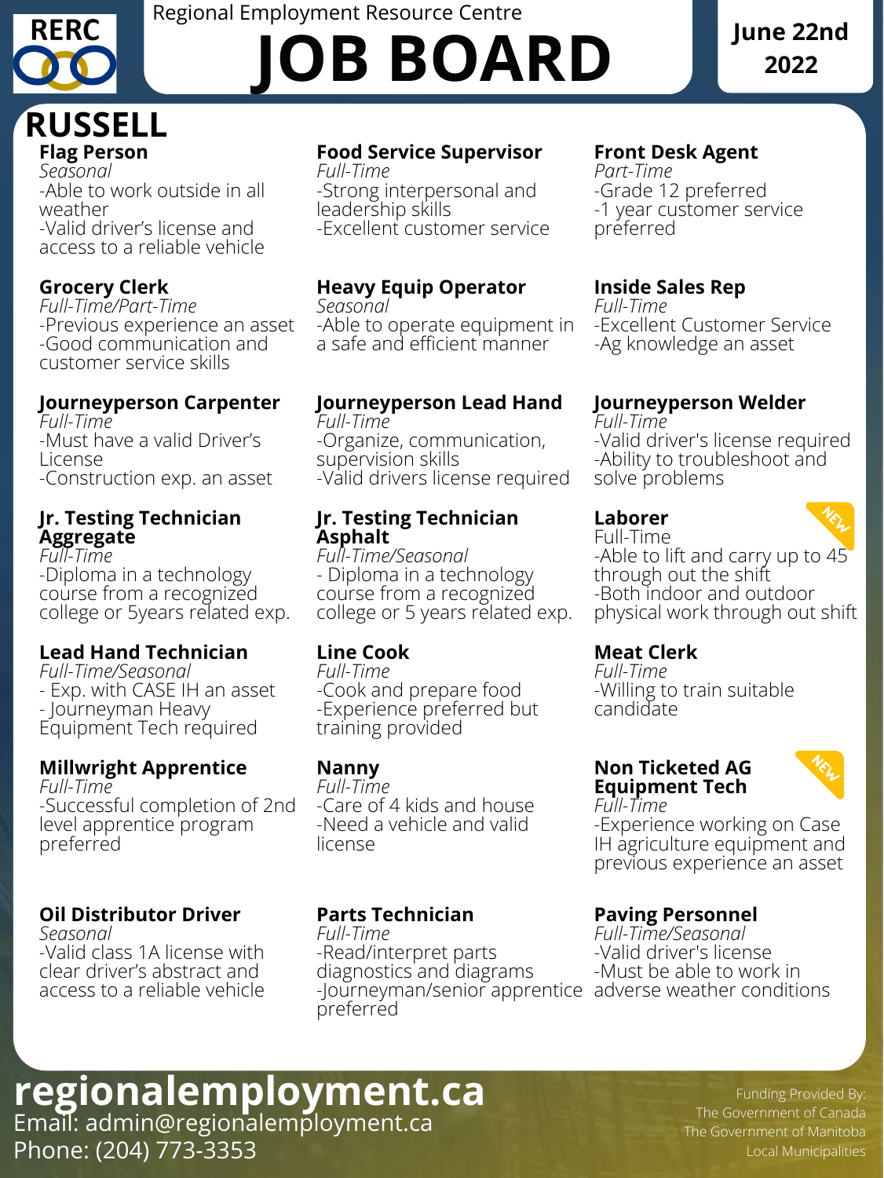RERC

Regional Employment Resource Centre

# JOB BOARD

**June 22nd 2022**

## RUSSELL

**Flag Person**
*Seasonal*
-Able to work outside in all weather
-Valid driver's license and access to a reliable vehicle

**Food Service Supervisor**
*Full-Time*
-Strong interpersonal and leadership skills
-Excellent customer service

**Front Desk Agent**
*Part-Time*
-Grade 12 preferred
-1 year customer service preferred

**Grocery Clerk**
*Full-Time/Part-Time*
-Previous experience an asset
-Good communication and customer service skills

**Heavy Equip Operator**
*Seasonal*
-Able to operate equipment in a safe and efficient manner

**Inside Sales Rep**
*Full-Time*
-Excellent Customer Service
-Ag knowledge an asset

**Journeyperson Carpenter**
*Full-Time*
-Must have a valid Driver's License
-Construction exp. an asset

**Journeyperson Lead Hand**
*Full-Time*
-Organize, communication, supervision skills
-Valid drivers license required

**Journeyperson Welder**
*Full-Time*
-Valid driver's license required
-Ability to troubleshoot and solve problems

**Jr. Testing Technician Aggregate**
*Full-Time*
-Diploma in a technology course from a recognized college or 5years related exp.

**Jr. Testing Technician Asphalt**
*Full-Time/Seasonal*
- Diploma in a technology course from a recognized college or 5 years related exp.

**Laborer** NEW
Full-Time
-Able to lift and carry up to 45 through out the shift
-Both indoor and outdoor physical work through out shift

**Lead Hand Technician**
*Full-Time/Seasonal*
- Exp. with CASE IH an asset
- Journeyman Heavy Equipment Tech required

**Line Cook**
*Full-Time*
-Cook and prepare food
-Experience preferred but training provided

**Meat Clerk**
*Full-Time*
-Willing to train suitable candidate

**Millwright Apprentice**
*Full-Time*
-Successful completion of 2nd level apprentice program preferred

**Nanny**
*Full-Time*
-Care of 4 kids and house
-Need a vehicle and valid license

**Non Ticketed AG Equipment Tech** NEW
*Full-Time*
-Experience working on Case IH agriculture equipment and previous experience an asset

**Oil Distributor Driver**
*Seasonal*
-Valid class 1A license with clear driver's abstract and access to a reliable vehicle

**Parts Technician**
*Full-Time*
-Read/interpret parts diagnostics and diagrams
-Journeyman/senior apprentice preferred

**Paving Personnel**
*Full-Time/Seasonal*
-Valid driver's license
-Must be able to work in adverse weather conditions

**regionalemployment.ca**
Email: admin@regionalemployment.ca
Phone: (204) 773-3353

Funding Provided By:
The Government of Canada
The Government of Manitoba
Local Municipalities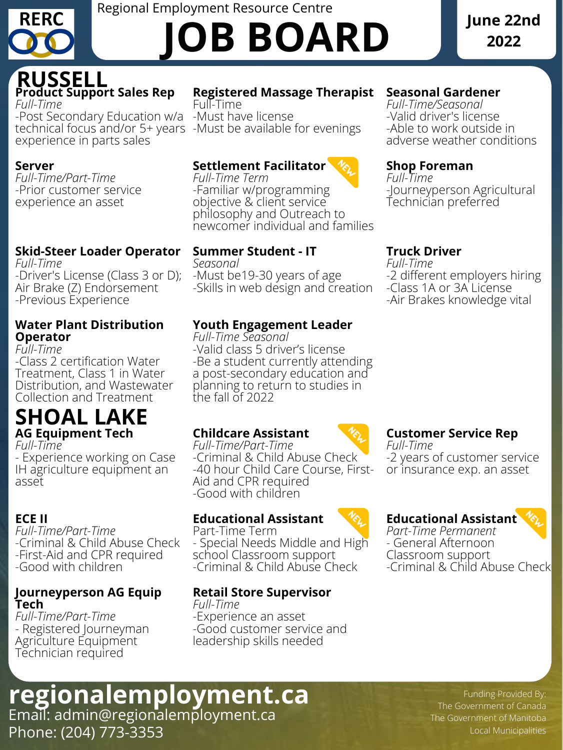# RERC

Regional Employment Resource Centre

# JOB BOARD

**June 22nd 2022**

## RUSSELL

### Product Support Sales Rep
*Full-Time*
-Post Secondary Education w/a technical focus and/or 5+ years experience in parts sales

### Registered Massage Therapist
Full-Time
-Must have license
-Must be available for evenings

### Seasonal Gardener
*Full-Time/Seasonal*
-Valid driver's license
-Able to work outside in adverse weather conditions

### Server
*Full-Time/Part-Time*
-Prior customer service experience an asset

### Settlement Facilitator (NEW)
*Full-Time Term*
-Familiar w/programming objective & client service philosophy and Outreach to newcomer individual and families

### Shop Foreman
*Full-Time*
-Journeyperson Agricultural Technician preferred

### Skid-Steer Loader Operator
*Full-Time*
-Driver's License (Class 3 or D); Air Brake (Z) Endorsement
-Previous Experience

### Summer Student - IT
*Seasonal*
-Must be19-30 years of age
-Skills in web design and creation

### Truck Driver
*Full-Time*
-2 different employers hiring
-Class 1A or 3A License
-Air Brakes knowledge vital

### Water Plant Distribution Operator
*Full-Time*
-Class 2 certification Water Treatment, Class 1 in Water Distribution, and Wastewater Collection and Treatment

### Youth Engagement Leader
*Full-Time Seasonal*
-Valid class 5 driver's license
-Be a student currently attending a post-secondary education and planning to return to studies in the fall of 2022

## SHOAL LAKE

### AG Equipment Tech
*Full-Time*
- Experience working on Case IH agriculture equipment an asset

### Childcare Assistant (NEW)
*Full-Time/Part-Time*
-Criminal & Child Abuse Check
-40 hour Child Care Course, First-Aid and CPR required
-Good with children

### Customer Service Rep
*Full-Time*
-2 years of customer service or insurance exp. an asset

### ECE II
*Full-Time/Part-Time*
-Criminal & Child Abuse Check
-First-Aid and CPR required
-Good with children

### Educational Assistant (NEW)
Part-Time Term
- Special Needs Middle and High school Classroom support
-Criminal & Child Abuse Check

### Educational Assistant (NEW)
*Part-Time Permanent*
- General Afternoon Classroom support
-Criminal & Child Abuse Check

### Journeyperson AG Equip Tech
*Full-Time/Part-Time*
- Registered Journeyman Agriculture Equipment Technician required

### Retail Store Supervisor
*Full-Time*
-Experience an asset
-Good customer service and leadership skills needed

**regionalemployment.ca**
Email: admin@regionalemployment.ca
Phone: (204) 773-3353

Funding Provided By:
The Government of Canada
The Government of Manitoba
Local Municipalities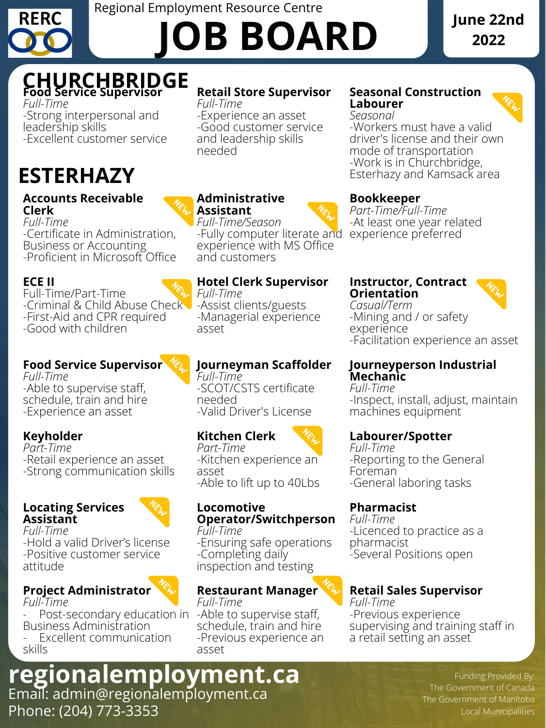RERC

Regional Employment Resource Centre

# JOB BOARD

**June 22nd 2022**

## CHURCHBRIDGE

**Food Service Supervisor**
*Full-Time*
-Strong interpersonal and leadership skills
-Excellent customer service

**Retail Store Supervisor**
*Full-Time*
-Experience an asset
-Good customer service and leadership skills needed

**Seasonal Construction Labourer** NEW
*Seasonal*
-Workers must have a valid driver's license and their own mode of transportation
-Work is in Churchbridge, Esterhazy and Kamsack area

## ESTERHAZY

**Accounts Receivable Clerk** NEW
*Full-Time*
-Certificate in Administration, Business or Accounting
-Proficient in Microsoft Office

**Administrative Assistant** NEW
*Full-Time/Season*
-Fully computer literate and experience with MS Office and customers

**Bookkeeper**
*Part-Time/Full-Time*
-At least one year related experience preferred

**ECE II** NEW
Full-Time/Part-Time
-Criminal & Child Abuse Check
-First-Aid and CPR required
-Good with children

**Hotel Clerk Supervisor**
*Full-Time*
-Assist clients/guests
-Managerial experience asset

**Instructor, Contract Orientation** NEW
*Casual/Term*
-Mining and / or safety experience
-Facilitation experience an asset

**Food Service Supervisor** NEW
*Full-Time*
-Able to supervise staff, schedule, train and hire
-Experience an asset

**Journeyman Scaffolder**
*Full-Time*
-SCOT/CSTS certificate needed
-Valid Driver's License

**Journeyperson Industrial Mechanic**
*Full-Time*
-Inspect, install, adjust, maintain machines equipment

**Keyholder**
*Part-Time*
-Retail experience an asset
-Strong communication skills

**Kitchen Clerk** NEW
*Part-Time*
-Kitchen experience an asset
-Able to lift up to 40Lbs

**Labourer/Spotter**
*Full-Time*
-Reporting to the General Foreman
-General laboring tasks

**Locating Services Assistant** NEW
*Full-Time*
-Hold a valid Driver's license
-Positive customer service attitude

**Locomotive Operator/Switchperson**
*Full-Time*
-Ensuring safe operations
-Completing daily inspection and testing

**Pharmacist**
*Full-Time*
-Licenced to practice as a pharmacist
-Several Positions open

**Project Administrator** NEW
*Full-Time*
- Post-secondary education in Business Administration
- Excellent communication skills

**Restaurant Manager** NEW
*Full-Time*
-Able to supervise staff, schedule, train and hire
-Previous experience an asset

**Retail Sales Supervisor**
*Full-Time*
-Previous experience supervising and training staff in a retail setting an asset

**regionalemployment.ca**
Email: admin@regionalemployment.ca
Phone: (204) 773-3353

Funding Provided By:
The Government of Canada
The Government of Manitoba
Local Municipalities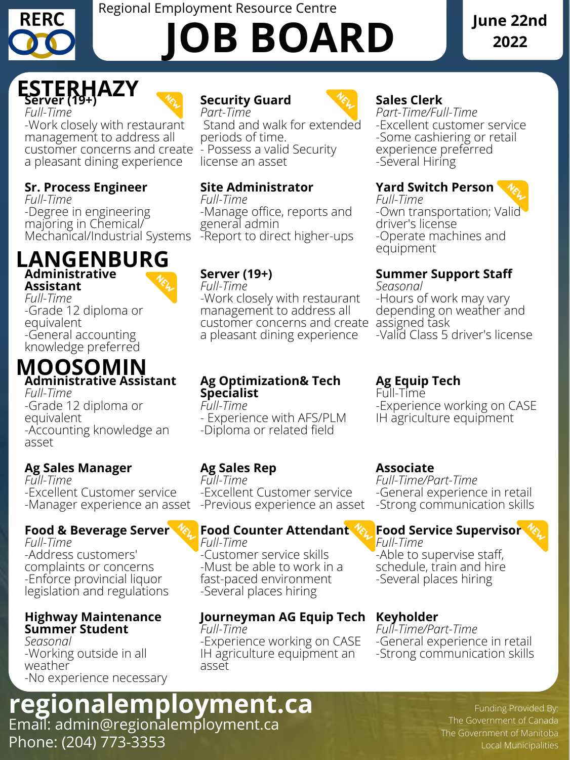RERC

Regional Employment Resource Centre

# JOB BOARD

June 22nd 2022

## ESTERHAZY

### Server (19+)
NEW

*Full-Time*

-Work closely with restaurant management to address all customer concerns and create a pleasant dining experience

### Security Guard
NEW

*Part-Time*

Stand and walk for extended periods of time.
- Possess a valid Security license an asset

### Sales Clerk

*Part-Time/Full-Time*

-Excellent customer service
-Some cashiering or retail experience preferred
-Several Hiring

### Sr. Process Engineer

*Full-Time*

-Degree in engineering majoring in Chemical/ Mechanical/Industrial Systems

### Site Administrator

*Full-Time*

-Manage office, reports and general admin
-Report to direct higher-ups

### Yard Switch Person
NEW

*Full-Time*

-Own transportation; Valid driver's license
-Operate machines and equipment

## LANGENBURG

### Administrative Assistant
NEW

*Full-Time*

-Grade 12 diploma or equivalent
-General accounting knowledge preferred

### Server (19+)

*Full-Time*

-Work closely with restaurant management to address all customer concerns and create a pleasant dining experience

### Summer Support Staff

*Seasonal*

-Hours of work may vary depending on weather and assigned task
-Valid Class 5 driver's license

## MOOSOMIN

### Administrative Assistant

*Full-Time*

-Grade 12 diploma or equivalent
-Accounting knowledge an asset

### Ag Optimization& Tech Specialist

*Full-Time*

- Experience with AFS/PLM
-Diploma or related field

### Ag Equip Tech

Full-Time

-Experience working on CASE IH agriculture equipment

### Ag Sales Manager

*Full-Time*

-Excellent Customer service
-Manager experience an asset

### Ag Sales Rep

*Full-Time*

-Excellent Customer service
-Previous experience an asset

### Associate

*Full-Time/Part-Time*

-General experience in retail
-Strong communication skills

### Food & Beverage Server
NEW

*Full-Time*

-Address customers' complaints or concerns
-Enforce provincial liquor legislation and regulations

### Food Counter Attendant
NEW

*Full-Time*

-Customer service skills
-Must be able to work in a fast-paced environment
-Several places hiring

### Food Service Supervisor
NEW

*Full-Time*

-Able to supervise staff, schedule, train and hire
-Several places hiring

### Highway Maintenance Summer Student

*Seasonal*

-Working outside in all weather
-No experience necessary

### Journeyman AG Equip Tech

*Full-Time*

-Experience working on CASE IH agriculture equipment an asset

### Keyholder

*Full-Time/Part-Time*

-General experience in retail
-Strong communication skills

**regionalemployment.ca**

Email: admin@regionalemployment.ca

Phone: (204) 773-3353

Funding Provided By:
The Government of Canada
The Government of Manitoba
Local Municipalities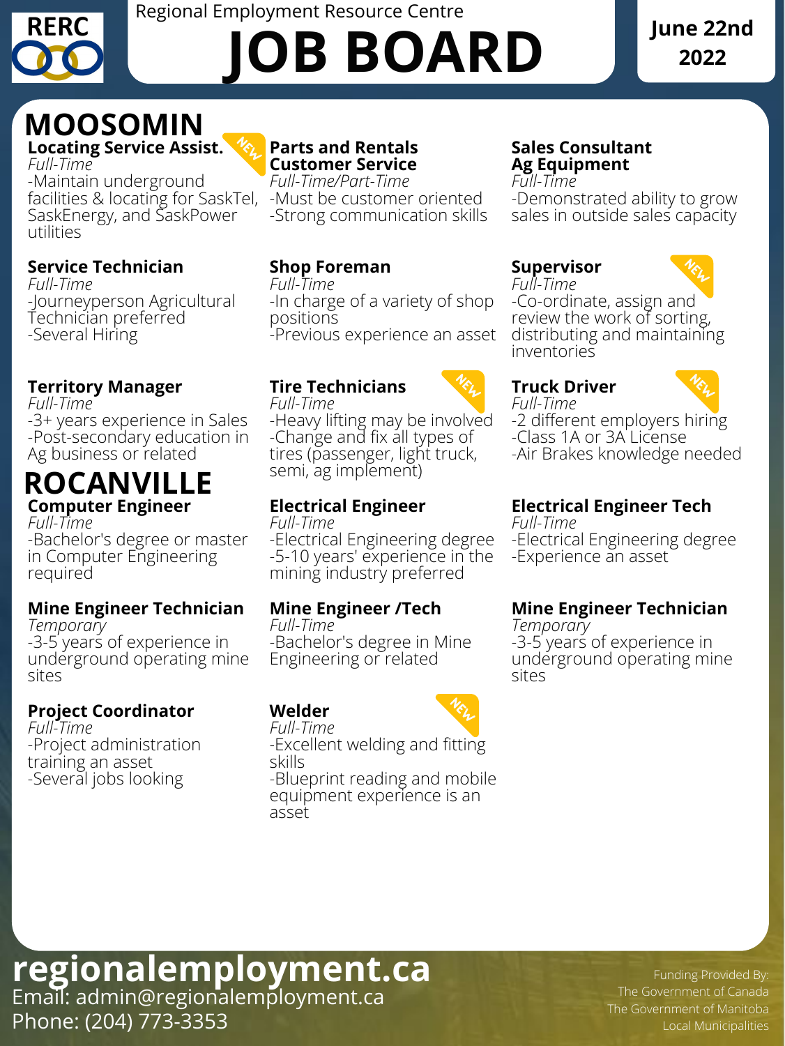RERC

Regional Employment Resource Centre

# JOB BOARD

**June 22nd 2022**

## MOOSOMIN

**Locating Service Assist.** NEW
*Full-Time*
-Maintain underground facilities & locating for SaskTel, SaskEnergy, and SaskPower utilities

**Parts and Rentals Customer Service**
*Full-Time/Part-Time*
-Must be customer oriented
-Strong communication skills

**Sales Consultant Ag Equipment**
*Full-Time*
-Demonstrated ability to grow sales in outside sales capacity

**Service Technician**
*Full-Time*
-Journeyperson Agricultural Technician preferred
-Several Hiring

**Shop Foreman**
*Full-Time*
-In charge of a variety of shop positions
-Previous experience an asset

**Supervisor** NEW
*Full-Time*
-Co-ordinate, assign and review the work of sorting, distributing and maintaining inventories

**Territory Manager**
*Full-Time*
-3+ years experience in Sales
-Post-secondary education in Ag business or related

**Tire Technicians** NEW
*Full-Time*
-Heavy lifting may be involved
-Change and fix all types of tires (passenger, light truck, semi, ag implement)

**Truck Driver** NEW
*Full-Time*
-2 different employers hiring
-Class 1A or 3A License
-Air Brakes knowledge needed

## ROCANVILLE

**Computer Engineer**
*Full-Time*
-Bachelor's degree or master in Computer Engineering required

**Electrical Engineer**
*Full-Time*
-Electrical Engineering degree
-5-10 years' experience in the mining industry preferred

**Electrical Engineer Tech**
*Full-Time*
-Electrical Engineering degree
-Experience an asset

**Mine Engineer Technician**
*Temporary*
-3-5 years of experience in underground operating mine sites

**Mine Engineer /Tech**
*Full-Time*
-Bachelor's degree in Mine Engineering or related

**Mine Engineer Technician**
*Temporary*
-3-5 years of experience in underground operating mine sites

**Project Coordinator**
*Full-Time*
-Project administration training an asset
-Several jobs looking

**Welder** NEW
*Full-Time*
-Excellent welding and fitting skills
-Blueprint reading and mobile equipment experience is an asset

**regionalemployment.ca**
Email: admin@regionalemployment.ca
Phone: (204) 773-3353

Funding Provided By:
The Government of Canada
The Government of Manitoba
Local Municipalities